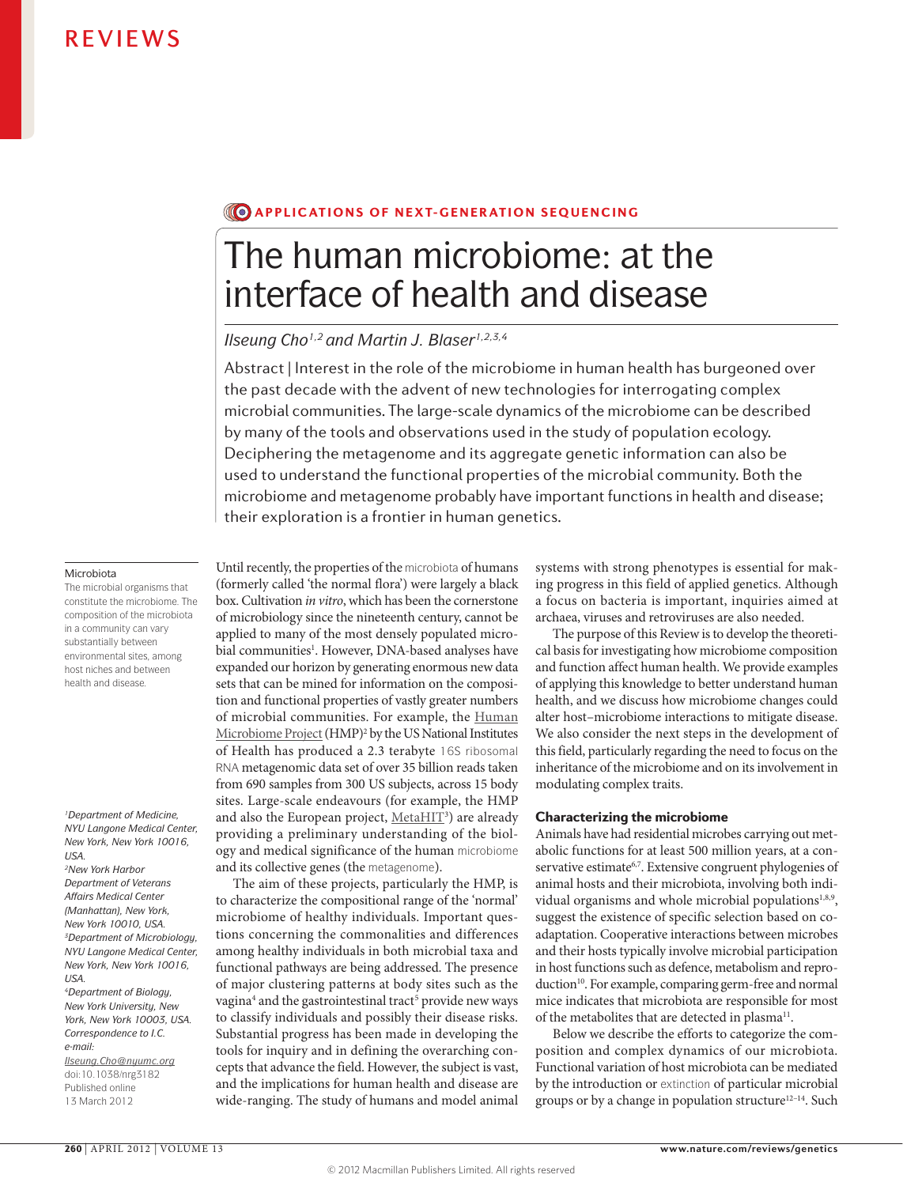## APPLICATIONS OF NEXT-GENERATION SEQUENCING

# The human microbiome: at the interface of health and disease

*Ilseung Cho[1,2] and Martin J. Blaser[1,2,3,4]*

Abstract | Interest in the role of the microbiome in human health has burgeoned over the past decade with the advent of new technologies for interrogating complex microbial communities. The large-scale dynamics of the microbiome can be described by many of the tools and observations used in the study of population ecology. Deciphering the metagenome and its aggregate genetic information can also be used to understand the functional properties of the microbial community. Both the microbiome and metagenome probably have important functions in health and disease; their exploration is a frontier in human genetics.

**Microbiota**
The microbial organisms that constitute the microbiome. The composition of the microbiota in a community can vary substantially between environmental sites, among host niches and between health and disease.

Until recently, the properties of the microbiota of humans (formerly called 'the normal flora') were largely a black box. Cultivation *in vitro*, which has been the cornerstone of microbiology since the nineteenth century, cannot be applied to many of the most densely populated microbial communities[1]. However, DNA-based analyses have expanded our horizon by generating enormous new data sets that can be mined for information on the composition and functional properties of vastly greater numbers of microbial communities. For example, the Human Microbiome Project (HMP)[2] by the US National Institutes of Health has produced a 2.3 terabyte 16S ribosomal RNA metagenomic data set of over 35 billion reads taken from 690 samples from 300 US subjects, across 15 body sites. Large-scale endeavours (for example, the HMP and also the European project, MetaHIT[3]) are already providing a preliminary understanding of the biology and medical significance of the human microbiome and its collective genes (the metagenome).

The aim of these projects, particularly the HMP, is to characterize the compositional range of the 'normal' microbiome of healthy individuals. Important questions concerning the commonalities and differences among healthy individuals in both microbial taxa and functional pathways are being addressed. The presence of major clustering patterns at body sites such as the vagina[4] and the gastrointestinal tract[5] provide new ways to classify individuals and possibly their disease risks. Substantial progress has been made in developing the tools for inquiry and in defining the overarching concepts that advance the field. However, the subject is vast, and the implications for human health and disease are wide-ranging. The study of humans and model animal systems with strong phenotypes is essential for making progress in this field of applied genetics. Although a focus on bacteria is important, inquiries aimed at archaea, viruses and retroviruses are also needed.

The purpose of this Review is to develop the theoretical basis for investigating how microbiome composition and function affect human health. We provide examples of applying this knowledge to better understand human health, and we discuss how microbiome changes could alter host–microbiome interactions to mitigate disease. We also consider the next steps in the development of this field, particularly regarding the need to focus on the inheritance of the microbiome and on its involvement in modulating complex traits.

## Characterizing the microbiome

Animals have had residential microbes carrying out metabolic functions for at least 500 million years, at a conservative estimate[6,7]. Extensive congruent phylogenies of animal hosts and their microbiota, involving both individual organisms and whole microbial populations[1,8,9], suggest the existence of specific selection based on co-adaptation. Cooperative interactions between microbes and their hosts typically involve microbial participation in host functions such as defence, metabolism and reproduction[10]. For example, comparing germ-free and normal mice indicates that microbiota are responsible for most of the metabolites that are detected in plasma[11].

Below we describe the efforts to categorize the composition and complex dynamics of our microbiota. Functional variation of host microbiota can be mediated by the introduction or extinction of particular microbial groups or by a change in population structure[12–14]. Such

[1]*Department of Medicine, NYU Langone Medical Center, New York, New York 10016, USA.*
[2]*New York Harbor Department of Veterans Affairs Medical Center (Manhattan), New York, New York 10010, USA.*
[3]*Department of Microbiology, NYU Langone Medical Center, New York, New York 10016, USA.*
[4]*Department of Biology, New York University, New York, New York 10003, USA.*
*Correspondence to I.C.*
*e-mail: Ilseung.Cho@nyumc.org*
doi:10.1038/nrg3182
Published online 13 March 2012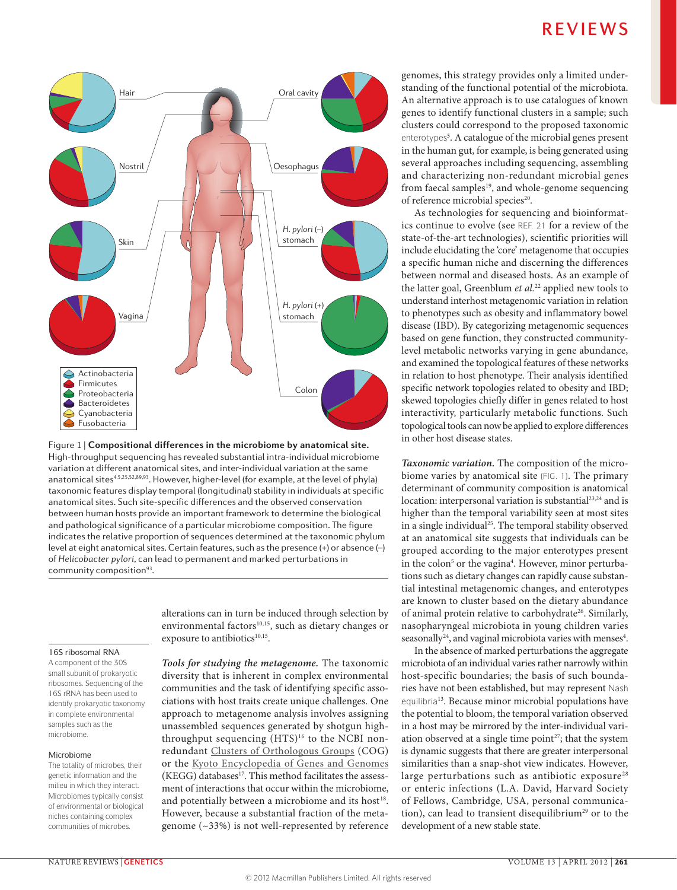Hair

Oral cavity

Nostril

Oesophagus

Skin

*H. pylori* (–) stomach

Vagina

*H. pylori* (+) stomach

Colon

Actinobacteria
Firmicutes
Proteobacteria
Bacteroidetes
Cyanobacteria
Fusobacteria

**Figure 1 | Compositional differences in the microbiome by anatomical site.** High-throughput sequencing has revealed substantial intra-individual microbiome variation at different anatomical sites, and inter-individual variation at the same anatomical sites[4,5,25,52,89,93]. However, higher-level (for example, at the level of phyla) taxonomic features display temporal (longitudinal) stability in individuals at specific anatomical sites. Such site-specific differences and the observed conservation between human hosts provide an important framework to determine the biological and pathological significance of a particular microbiome composition. The figure indicates the relative proportion of sequences determined at the taxonomic phylum level at eight anatomical sites. Certain features, such as the presence (+) or absence (–) of *Helicobacter pylori*, can lead to permanent and marked perturbations in community composition[93].

**16S ribosomal RNA**
A component of the 30S small subunit of prokaryotic ribosomes. Sequencing of the 16S rRNA has been used to identify prokaryotic taxonomy in complete environmental samples such as the microbiome.

**Microbiome**
The totality of microbes, their genetic information and the milieu in which they interact. Microbiomes typically consist of environmental or biological niches containing complex communities of microbes.

alterations can in turn be induced through selection by environmental factors[10,15], such as dietary changes or exposure to antibiotics[10,15].

***Tools for studying the metagenome.*** The taxonomic diversity that is inherent in complex environmental communities and the task of identifying specific associations with host traits create unique challenges. One approach to metagenome analysis involves assigning unassembled sequences generated by shotgun high-throughput sequencing (HTS)[16] to the NCBI non-redundant Clusters of Orthologous Groups (COG) or the Kyoto Encyclopedia of Genes and Genomes (KEGG) databases[17]. This method facilitates the assessment of interactions that occur within the microbiome, and potentially between a microbiome and its host[18]. However, because a substantial fraction of the metagenome (~33%) is not well-represented by reference genomes, this strategy provides only a limited understanding of the functional potential of the microbiota. An alternative approach is to use catalogues of known genes to identify functional clusters in a sample; such clusters could correspond to the proposed taxonomic enterotypes[5]. A catalogue of the microbial genes present in the human gut, for example, is being generated using several approaches including sequencing, assembling and characterizing non-redundant microbial genes from faecal samples[19], and whole-genome sequencing of reference microbial species[20].

As technologies for sequencing and bioinformatics continue to evolve (see REF. 21 for a review of the state-of-the-art technologies), scientific priorities will include elucidating the 'core' metagenome that occupies a specific human niche and discerning the differences between normal and diseased hosts. As an example of the latter goal, Greenblum *et al.*[22] applied new tools to understand interhost metagenomic variation in relation to phenotypes such as obesity and inflammatory bowel disease (IBD). By categorizing metagenomic sequences based on gene function, they constructed community-level metabolic networks varying in gene abundance, and examined the topological features of these networks in relation to host phenotype. Their analysis identified specific network topologies related to obesity and IBD; skewed topologies chiefly differ in genes related to host interactivity, particularly metabolic functions. Such topological tools can now be applied to explore differences in other host disease states.

***Taxonomic variation.*** The composition of the microbiome varies by anatomical site (FIG. 1). The primary determinant of community composition is anatomical location: interpersonal variation is substantial[23,24] and is higher than the temporal variability seen at most sites in a single individual[25]. The temporal stability observed at an anatomical site suggests that individuals can be grouped according to the major enterotypes present in the colon[5] or the vagina[4]. However, minor perturbations such as dietary changes can rapidly cause substantial intestinal metagenomic changes, and enterotypes are known to cluster based on the dietary abundance of animal protein relative to carbohydrate[26]. Similarly, nasopharyngeal microbiota in young children varies seasonally[24], and vaginal microbiota varies with menses[4].

In the absence of marked perturbations the aggregate microbiota of an individual varies rather narrowly within host-specific boundaries; the basis of such boundaries have not been established, but may represent Nash equilibria[13]. Because minor microbial populations have the potential to bloom, the temporal variation observed in a host may be mirrored by the inter-individual variation observed at a single time point[27]; that the system is dynamic suggests that there are greater interpersonal similarities than a snap-shot view indicates. However, large perturbations such as antibiotic exposure[28] or enteric infections (L.A. David, Harvard Society of Fellows, Cambridge, USA, personal communication), can lead to transient disequilibrium[29] or to the development of a new stable state.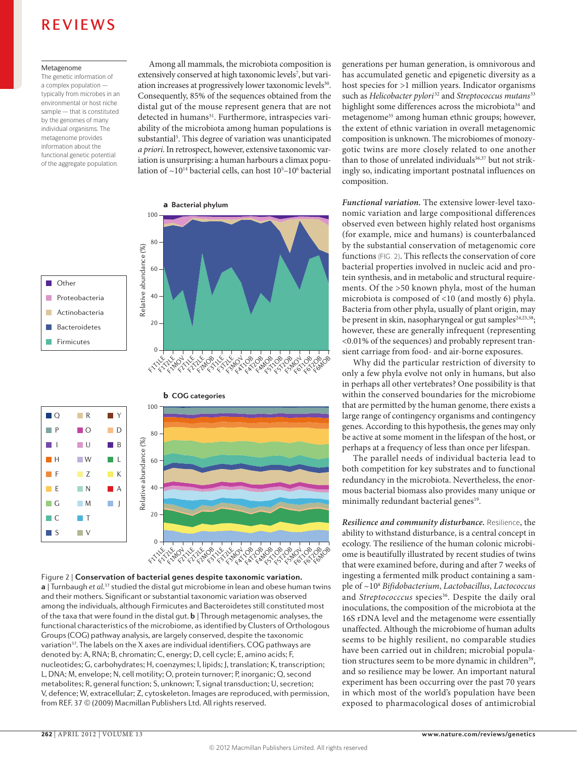**Metagenome**
The genetic information of a complex population — typically from microbes in an environmental or host niche sample — that is constituted by the genomes of many individual organisms. The metagenome provides information about the functional genetic potential of the aggregate population.

Among all mammals, the microbiota composition is extensively conserved at high taxonomic levels[7], but variation increases at progressively lower taxonomic levels[30]. Consequently, 85% of the sequences obtained from the distal gut of the mouse represent genera that are not detected in humans[31]. Furthermore, intraspecies variability of the microbiota among human populations is substantial[5]. This degree of variation was unanticipated *a priori*. In retrospect, however, extensive taxonomic variation is unsurprising: a human harbours a climax population of ~$10^{14}$ bacterial cells, can host $10^5$–$10^6$ bacterial generations per human generation, is omnivorous and has accumulated genetic and epigenetic diversity as a host species for >1 million years. Indicator organisms such as *Helicobacter pylori*[32] and *Streptococcus mutans*[33] highlight some differences across the microbiota[34] and metagenome[35] among human ethnic groups; however, the extent of ethnic variation in overall metagenomic composition is unknown. The microbiomes of monozygotic twins are more closely related to one another than to those of unrelated individuals[36,37] but not strikingly so, indicating important postnatal influences on composition.

**a** Bacterial phylum

Other
Proteobacteria
Actinobacteria
Bacteroidetes
Firmicutes

Relative abundance (%)
100
80
60
40
20
0

F1T1LE F1T2LE F1MOV F2T1LE F2T2LE F2MOB F3T1LE F3T2LE F3MOV F4T1OB F4T2OB F4MOB F5T1OB F5T2OB F5MOV F6T1OB F6T2OB F6MOB

**b** COG categories

Q R Y P O D I U B H W L F Z K E N A G M J C T S V

Relative abundance (%)
100
80
60
40
20
0

F1T1LE F1T2LE F1MOV F2T1LE F2T2LE F2MOB F3T1LE F3T2LE F3MOV F4T1OB F4T2OB F4MOB F5T1OB F5T2OB F5MOV F6T1OB F6T2OB F6MOB

Figure 2 | **Conservation of bacterial genes despite taxonomic variation.** **a** | Turnbaugh *et al.*[37] studied the distal gut microbiome in lean and obese human twins and their mothers. Significant or substantial taxonomic variation was observed among the individuals, although Firmicutes and Bacteroidetes still constituted most of the taxa that were found in the distal gut. **b** | Through metagenomic analyses, the functional characteristics of the microbiome, as identified by Clusters of Orthologous Groups (COG) pathway analysis, are largely conserved, despite the taxonomic variation[37]. The labels on the X axes are individual identifiers. COG pathways are denoted by: A, RNA; B, chromatin; C, energy; D, cell cycle; E, amino acids; F, nucleotides; G, carbohydrates; H, coenzymes; I, lipids; J, translation; K, transcription; L, DNA; M, envelope; N, cell motility; O, protein turnover; P, inorganic; Q, second metabolites; R, general function; S, unknown; T, signal transduction; U, secretion; V, defence; W, extracellular; Z, cytoskeleton. Images are reproduced, with permission, from REF. 37 © (2009) Macmillan Publishers Ltd. All rights reserved.

***Functional variation.*** The extensive lower-level taxonomic variation and large compositional differences observed even between highly related host organisms (for example, mice and humans) is counterbalanced by the substantial conservation of metagenomic core functions (FIG. 2). This reflects the conservation of core bacterial properties involved in nucleic acid and protein synthesis, and in metabolic and structural requirements. Of the >50 known phyla, most of the human microbiota is composed of <10 (and mostly 6) phyla. Bacteria from other phyla, usually of plant origin, may be present in skin, nasopharyngeal or gut samples[24,25,38]; however, these are generally infrequent (representing <0.01% of the sequences) and probably represent transient carriage from food- and air-borne exposures.

Why did the particular restriction of diversity to only a few phyla evolve not only in humans, but also in perhaps all other vertebrates? One possibility is that within the conserved boundaries for the microbiome that are permitted by the human genome, there exists a large range of contingency organisms and contingency genes. According to this hypothesis, the genes may only be active at some moment in the lifespan of the host, or perhaps at a frequency of less than once per lifespan.

The parallel needs of individual bacteria lead to both competition for key substrates and to functional redundancy in the microbiota. Nevertheless, the enormous bacterial biomass also provides many unique or minimally redundant bacterial genes[19].

***Resilience and community disturbance.*** Resilience, the ability to withstand disturbance, is a central concept in ecology. The resilience of the human colonic microbiome is beautifully illustrated by recent studies of twins that were examined before, during and after 7 weeks of ingesting a fermented milk product containing a sample of ~$10^8$ *Bifidobacterium*, *Lactobacillus*, *Lactococcus* and *Streptococccus* species[36]. Despite the daily oral inoculations, the composition of the microbiota at the 16S rDNA level and the metagenome were essentially unaffected. Although the microbiome of human adults seems to be highly resilient, no comparable studies have been carried out in children; microbial population structures seem to be more dynamic in children[39], and so resilience may be lower. An important natural experiment has been occurring over the past 70 years in which most of the world's population have been exposed to pharmacological doses of antimicrobial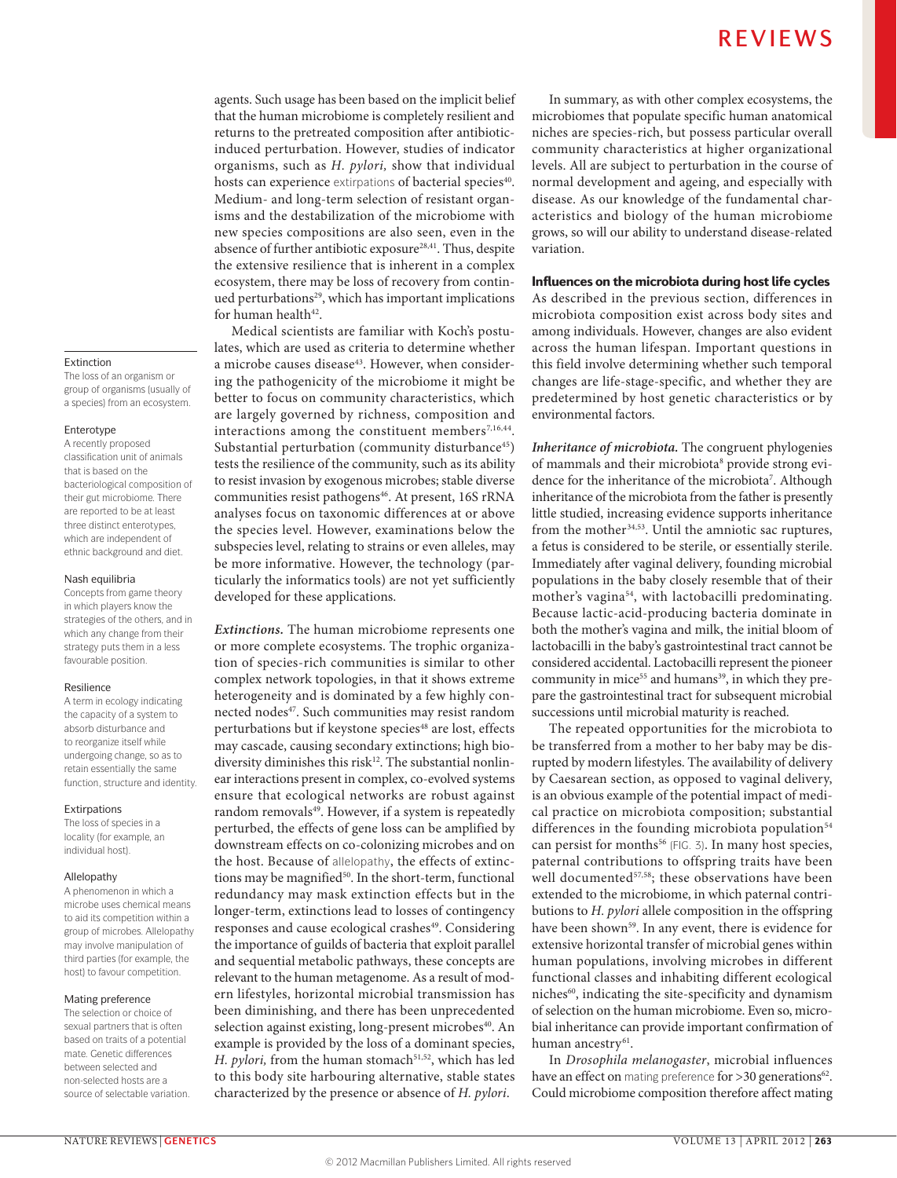agents. Such usage has been based on the implicit belief that the human microbiome is completely resilient and returns to the pretreated composition after antibiotic-induced perturbation. However, studies of indicator organisms, such as *H. pylori,* show that individual hosts can experience extirpations of bacterial species[40]. Medium- and long-term selection of resistant organisms and the destabilization of the microbiome with new species compositions are also seen, even in the absence of further antibiotic exposure[28,41]. Thus, despite the extensive resilience that is inherent in a complex ecosystem, there may be loss of recovery from continued perturbations[29], which has important implications for human health[42].

Medical scientists are familiar with Koch's postulates, which are used as criteria to determine whether a microbe causes disease[43]. However, when considering the pathogenicity of the microbiome it might be better to focus on community characteristics, which are largely governed by richness, composition and interactions among the constituent members[7,16,44]. Substantial perturbation (community disturbance[45]) tests the resilience of the community, such as its ability to resist invasion by exogenous microbes; stable diverse communities resist pathogens[46]. At present, 16S rRNA analyses focus on taxonomic differences at or above the species level. However, examinations below the subspecies level, relating to strains or even alleles, may be more informative. However, the technology (particularly the informatics tools) are not yet sufficiently developed for these applications.

***Extinctions.*** The human microbiome represents one or more complete ecosystems. The trophic organization of species-rich communities is similar to other complex network topologies, in that it shows extreme heterogeneity and is dominated by a few highly connected nodes[47]. Such communities may resist random perturbations but if keystone species[48] are lost, effects may cascade, causing secondary extinctions; high biodiversity diminishes this risk[12]. The substantial nonlinear interactions present in complex, co-evolved systems ensure that ecological networks are robust against random removals[49]. However, if a system is repeatedly perturbed, the effects of gene loss can be amplified by downstream effects on co-colonizing microbes and on the host. Because of allelopathy, the effects of extinctions may be magnified[50]. In the short-term, functional redundancy may mask extinction effects but in the longer-term, extinctions lead to losses of contingency responses and cause ecological crashes[49]. Considering the importance of guilds of bacteria that exploit parallel and sequential metabolic pathways, these concepts are relevant to the human metagenome. As a result of modern lifestyles, horizontal microbial transmission has been diminishing, and there has been unprecedented selection against existing, long-present microbes[40]. An example is provided by the loss of a dominant species, *H. pylori,* from the human stomach[51,52], which has led to this body site harbouring alternative, stable states characterized by the presence or absence of *H. pylori.*

In summary, as with other complex ecosystems, the microbiomes that populate specific human anatomical niches are species-rich, but possess particular overall community characteristics at higher organizational levels. All are subject to perturbation in the course of normal development and ageing, and especially with disease. As our knowledge of the fundamental characteristics and biology of the human microbiome grows, so will our ability to understand disease-related variation.

## Influences on the microbiota during host life cycles

As described in the previous section, differences in microbiota composition exist across body sites and among individuals. However, changes are also evident across the human lifespan. Important questions in this field involve determining whether such temporal changes are life-stage-specific, and whether they are predetermined by host genetic characteristics or by environmental factors.

***Inheritance of microbiota.*** The congruent phylogenies of mammals and their microbiota[8] provide strong evidence for the inheritance of the microbiota[7]. Although inheritance of the microbiota from the father is presently little studied, increasing evidence supports inheritance from the mother[34,53]. Until the amniotic sac ruptures, a fetus is considered to be sterile, or essentially sterile. Immediately after vaginal delivery, founding microbial populations in the baby closely resemble that of their mother's vagina[54], with lactobacilli predominating. Because lactic-acid-producing bacteria dominate in both the mother's vagina and milk, the initial bloom of lactobacilli in the baby's gastrointestinal tract cannot be considered accidental. Lactobacilli represent the pioneer community in mice[55] and humans[39], in which they prepare the gastrointestinal tract for subsequent microbial successions until microbial maturity is reached.

The repeated opportunities for the microbiota to be transferred from a mother to her baby may be disrupted by modern lifestyles. The availability of delivery by Caesarean section, as opposed to vaginal delivery, is an obvious example of the potential impact of medical practice on microbiota composition; substantial differences in the founding microbiota population[54] can persist for months[56] (FIG. 3). In many host species, paternal contributions to offspring traits have been well documented[57,58]; these observations have been extended to the microbiome, in which paternal contributions to *H. pylori* allele composition in the offspring have been shown[59]. In any event, there is evidence for extensive horizontal transfer of microbial genes within human populations, involving microbes in different functional classes and inhabiting different ecological niches[60], indicating the site-specificity and dynamism of selection on the human microbiome. Even so, microbial inheritance can provide important confirmation of human ancestry[61].

In *Drosophila melanogaster*, microbial influences have an effect on mating preference for >30 generations[62]. Could microbiome composition therefore affect mating

**Extinction**
The loss of an organism or group of organisms (usually of a species) from an ecosystem.

**Enterotype**
A recently proposed classification unit of animals that is based on the bacteriological composition of their gut microbiome. There are reported to be at least three distinct enterotypes, which are independent of ethnic background and diet.

**Nash equilibria**
Concepts from game theory in which players know the strategies of the others, and in which any change from their strategy puts them in a less favourable position.

**Resilience**
A term in ecology indicating the capacity of a system to absorb disturbance and to reorganize itself while undergoing change, so as to retain essentially the same function, structure and identity.

**Extirpations**
The loss of species in a locality (for example, an individual host).

**Allelopathy**
A phenomenon in which a microbe uses chemical means to aid its competition within a group of microbes. Allelopathy may involve manipulation of third parties (for example, the host) to favour competition.

**Mating preference**
The selection or choice of sexual partners that is often based on traits of a potential mate. Genetic differences between selected and non-selected hosts are a source of selectable variation.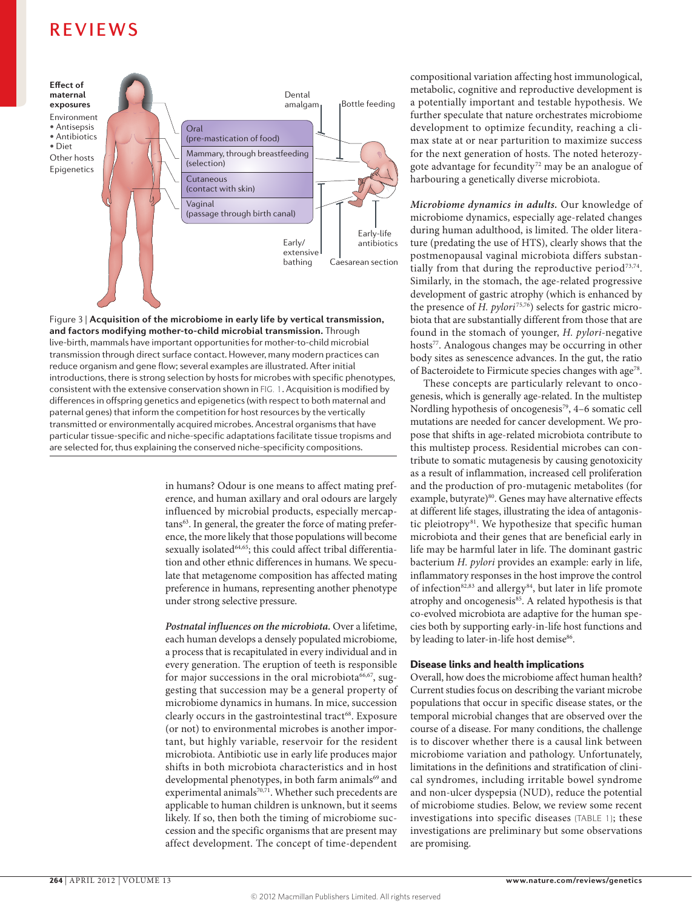Effect of maternal exposures

Environment
• Antisepsis
• Antibiotics
• Diet

Other hosts

Epigenetics

Oral (pre-mastication of food)

Mammary, through breastfeeding (selection)

Cutaneous (contact with skin)

Vaginal (passage through birth canal)

Dental amalgam

Bottle feeding

Early/extensive bathing

Early-life antibiotics

Caesarean section

Figure 3 | **Acquisition of the microbiome in early life by vertical transmission, and factors modifying mother-to-child microbial transmission.** Through live-birth, mammals have important opportunities for mother-to-child microbial transmission through direct surface contact. However, many modern practices can reduce organism and gene flow; several examples are illustrated. After initial introductions, there is strong selection by hosts for microbes with specific phenotypes, consistent with the extensive conservation shown in FIG. 1. Acquisition is modified by differences in offspring genetics and epigenetics (with respect to both maternal and paternal genes) that inform the competition for host resources by the vertically transmitted or environmentally acquired microbes. Ancestral organisms that have particular tissue-specific and niche-specific adaptations facilitate tissue tropisms and are selected for, thus explaining the conserved niche-specificity compositions.

in humans? Odour is one means to affect mating preference, and human axillary and oral odours are largely influenced by microbial products, especially mercaptans[63]. In general, the greater the force of mating preference, the more likely that those populations will become sexually isolated[64,65]; this could affect tribal differentiation and other ethnic differences in humans. We speculate that metagenome composition has affected mating preference in humans, representing another phenotype under strong selective pressure.

***Postnatal influences on the microbiota.*** Over a lifetime, each human develops a densely populated microbiome, a process that is recapitulated in every individual and in every generation. The eruption of teeth is responsible for major successions in the oral microbiota[66,67], suggesting that succession may be a general property of microbiome dynamics in humans. In mice, succession clearly occurs in the gastrointestinal tract[68]. Exposure (or not) to environmental microbes is another important, but highly variable, reservoir for the resident microbiota. Antibiotic use in early life produces major shifts in both microbiota characteristics and in host developmental phenotypes, in both farm animals[69] and experimental animals[70,71]. Whether such precedents are applicable to human children is unknown, but it seems likely. If so, then both the timing of microbiome succession and the specific organisms that are present may affect development. The concept of time-dependent compositional variation affecting host immunological, metabolic, cognitive and reproductive development is a potentially important and testable hypothesis. We further speculate that nature orchestrates microbiome development to optimize fecundity, reaching a climax state at or near parturition to maximize success for the next generation of hosts. The noted heterozygote advantage for fecundity[72] may be an analogue of harbouring a genetically diverse microbiota.

***Microbiome dynamics in adults.*** Our knowledge of microbiome dynamics, especially age-related changes during human adulthood, is limited. The older literature (predating the use of HTS), clearly shows that the postmenopausal vaginal microbiota differs substantially from that during the reproductive period[73,74]. Similarly, in the stomach, the age-related progressive development of gastric atrophy (which is enhanced by the presence of *H. pylori*[75,76]) selects for gastric microbiota that are substantially different from those that are found in the stomach of younger, *H. pylori*-negative hosts[77]. Analogous changes may be occurring in other body sites as senescence advances. In the gut, the ratio of Bacteroidete to Firmicute species changes with age[78].

These concepts are particularly relevant to oncogenesis, which is generally age-related. In the multistep Nordling hypothesis of oncogenesis[79], 4–6 somatic cell mutations are needed for cancer development. We propose that shifts in age-related microbiota contribute to this multistep process. Residential microbes can contribute to somatic mutagenesis by causing genotoxicity as a result of inflammation, increased cell proliferation and the production of pro-mutagenic metabolites (for example, butyrate)[80]. Genes may have alternative effects at different life stages, illustrating the idea of antagonistic pleiotropy[81]. We hypothesize that specific human microbiota and their genes that are beneficial early in life may be harmful later in life. The dominant gastric bacterium *H. pylori* provides an example: early in life, inflammatory responses in the host improve the control of infection[82,83] and allergy[84], but later in life promote atrophy and oncogenesis[85]. A related hypothesis is that co-evolved microbiota are adaptive for the human species both by supporting early-in-life host functions and by leading to later-in-life host demise[86].

## Disease links and health implications

Overall, how does the microbiome affect human health? Current studies focus on describing the variant microbe populations that occur in specific disease states, or the temporal microbial changes that are observed over the course of a disease. For many conditions, the challenge is to discover whether there is a causal link between microbiome variation and pathology. Unfortunately, limitations in the definitions and stratification of clinical syndromes, including irritable bowel syndrome and non-ulcer dyspepsia (NUD), reduce the potential of microbiome studies. Below, we review some recent investigations into specific diseases (TABLE 1); these investigations are preliminary but some observations are promising.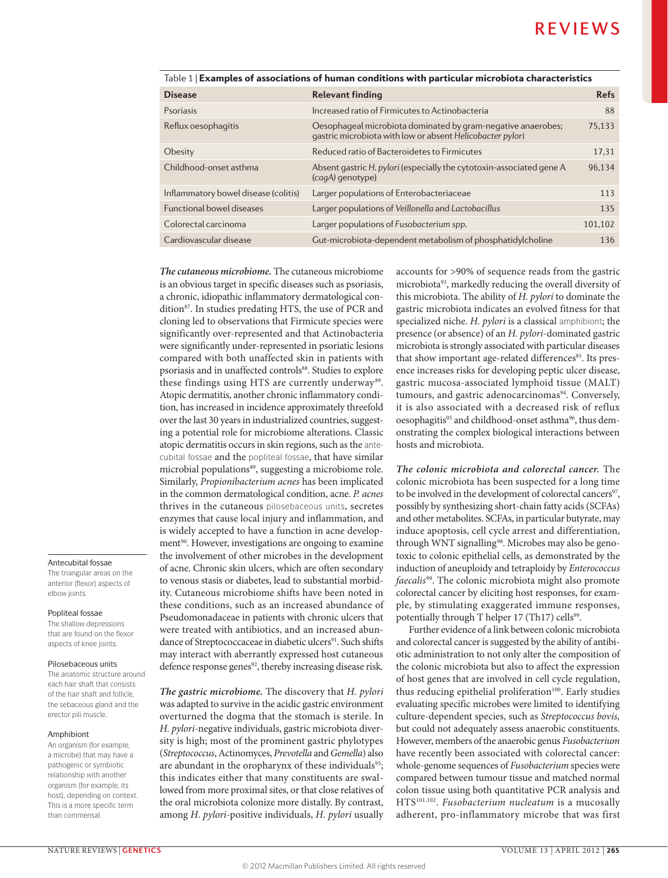Table 1 | **Examples of associations of human conditions with particular microbiota characteristics**

| Disease | Relevant finding | Refs |
|---|---|---|
| Psoriasis | Increased ratio of Firmicutes to Actinobacteria | 88 |
| Reflux oesophagitis | Oesophageal microbiota dominated by gram-negative anaerobes; gastric microbiota with low or absent *Helicobacter pylori* | 75,133 |
| Obesity | Reduced ratio of Bacteroidetes to Firmicutes | 17,31 |
| Childhood-onset asthma | Absent gastric *H. pylori* (especially the cytotoxin-associated gene A (*cagA*) genotype) | 96,134 |
| Inflammatory bowel disease (colitis) | Larger populations of Enterobacteriaceae | 113 |
| Functional bowel diseases | Larger populations of *Veillonella* and *Lactobacillus* | 135 |
| Colorectal carcinoma | Larger populations of *Fusobacterium spp.* | 101,102 |
| Cardiovascular disease | Gut-microbiota-dependent metabolism of phosphatidylcholine | 136 |

***The cutaneous microbiome.*** The cutaneous microbiome is an obvious target in specific diseases such as psoriasis, a chronic, idiopathic inflammatory dermatological condition[87]. In studies predating HTS, the use of PCR and cloning led to observations that Firmicute species were significantly over-represented and that Actinobacteria were significantly under-represented in psoriatic lesions compared with both unaffected skin in patients with psoriasis and in unaffected controls[88]. Studies to explore these findings using HTS are currently underway[89]. Atopic dermatitis, another chronic inflammatory condition, has increased in incidence approximately threefold over the last 30 years in industrialized countries, suggesting a potential role for microbiome alterations. Classic atopic dermatitis occurs in skin regions, such as the antecubital fossae and the popliteal fossae, that have similar microbial populations[89], suggesting a microbiome role. Similarly, *Propionibacterium acnes* has been implicated in the common dermatological condition, acne. *P. acnes* thrives in the cutaneous pilosebaceous units, secretes enzymes that cause local injury and inflammation, and is widely accepted to have a function in acne development[90]. However, investigations are ongoing to examine the involvement of other microbes in the development of acne. Chronic skin ulcers, which are often secondary to venous stasis or diabetes, lead to substantial morbidity. Cutaneous microbiome shifts have been noted in these conditions, such as an increased abundance of Pseudomonadaceae in patients with chronic ulcers that were treated with antibiotics, and an increased abundance of Streptococcaceae in diabetic ulcers[91]. Such shifts may interact with aberrantly expressed host cutaneous defence response genes[92], thereby increasing disease risk.

***The gastric microbiome.*** The discovery that *H. pylori* was adapted to survive in the acidic gastric environment overturned the dogma that the stomach is sterile. In *H. pylori*-negative individuals, gastric microbiota diversity is high; most of the prominent gastric phylotypes (*Streptococcus*, Actinomyces, *Prevotella* and *Gemella*) also are abundant in the oropharynx of these individuals[93]; this indicates either that many constituents are swallowed from more proximal sites, or that close relatives of the oral microbiota colonize more distally. By contrast, among *H. pylori*-positive individuals, *H. pylori* usually accounts for >90% of sequence reads from the gastric microbiota[93], markedly reducing the overall diversity of this microbiota. The ability of *H. pylori* to dominate the gastric microbiota indicates an evolved fitness for that specialized niche. *H. pylori* is a classical amphibiont; the presence (or absence) of an *H. pylori*-dominated gastric microbiota is strongly associated with particular diseases that show important age-related differences[85]. Its presence increases risks for developing peptic ulcer disease, gastric mucosa-associated lymphoid tissue (MALT) tumours, and gastric adenocarcinomas[94]. Conversely, it is also associated with a decreased risk of reflux oesophagitis[95] and childhood-onset asthma[96], thus demonstrating the complex biological interactions between hosts and microbiota.

***The colonic microbiota and colorectal cancer.*** The colonic microbiota has been suspected for a long time to be involved in the development of colorectal cancers[97], possibly by synthesizing short-chain fatty acids (SCFAs) and other metabolites. SCFAs, in particular butyrate, may induce apoptosis, cell cycle arrest and differentiation, through WNT signalling[98]. Microbes may also be genotoxic to colonic epithelial cells, as demonstrated by the induction of aneuploidy and tetraploidy by *Enterococcus faecalis*[99]. The colonic microbiota might also promote colorectal cancer by eliciting host responses, for example, by stimulating exaggerated immune responses, potentially through T helper 17 (Th17) cells[99].

Further evidence of a link between colonic microbiota and colorectal cancer is suggested by the ability of antibiotic administration to not only alter the composition of the colonic microbiota but also to affect the expression of host genes that are involved in cell cycle regulation, thus reducing epithelial proliferation[100]. Early studies evaluating specific microbes were limited to identifying culture-dependent species, such as *Streptococcus bovis,* but could not adequately assess anaerobic constituents. However, members of the anaerobic genus *Fusobacterium* have recently been associated with colorectal cancer: whole-genome sequences of *Fusobacterium* species were compared between tumour tissue and matched normal colon tissue using both quantitative PCR analysis and HTS[101,102]. *Fusobacterium nucleatum* is a mucosally adherent, pro-inflammatory microbe that was first

**Antecubital fossae**
The triangular areas on the anterior (flexor) aspects of elbow joints.

**Popliteal fossae**
The shallow depressions that are found on the flexor aspects of knee joints.

**Pilosebaceous units**
The anatomic structure around each hair shaft that consists of the hair shaft and follicle, the sebaceous gland and the erector pili muscle.

**Amphibiont**
An organism (for example, a microbe) that may have a pathogenic or symbiotic relationship with another organism (for example, its host), depending on context. This is a more specific term than commensal.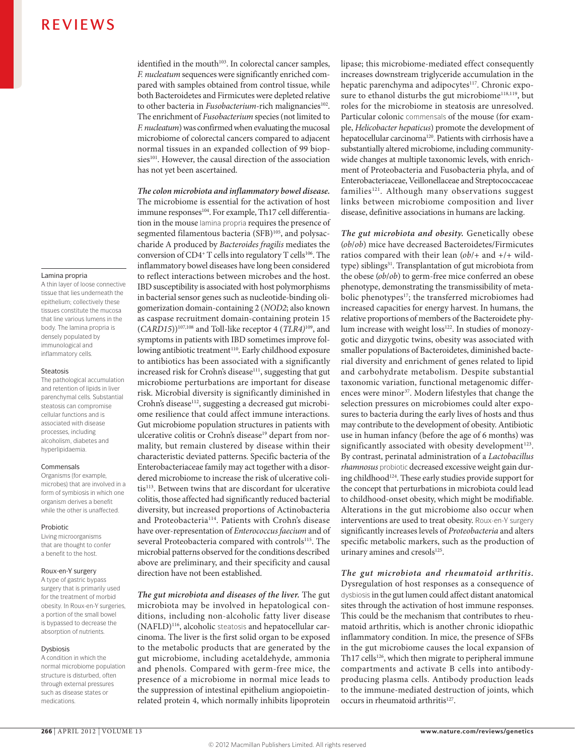identified in the mouth[103]. In colorectal cancer samples, *F. nucleatum* sequences were significantly enriched compared with samples obtained from control tissue, while both Bacteroidetes and Firmicutes were depleted relative to other bacteria in *Fusobacterium*-rich malignancies[102]. The enrichment of *Fusobacterium* species (not limited to *F. nucleatum*) was confirmed when evaluating the mucosal microbiome of colorectal cancers compared to adjacent normal tissues in an expanded collection of 99 biopsies[101]. However, the causal direction of the association has not yet been ascertained.

***The colon microbiota and inflammatory bowel disease.*** The microbiome is essential for the activation of host immune responses[104]. For example, Th17 cell differentiation in the mouse lamina propria requires the presence of segmented filamentous bacteria (SFB)[105], and polysaccharide A produced by *Bacteroides fragilis* mediates the conversion of $CD4^+$ T cells into regulatory T cells[106]. The inflammatory bowel diseases have long been considered to reflect interactions between microbes and the host. IBD susceptibility is associated with host polymorphisms in bacterial sensor genes such as nucleotide-binding oligomerization domain-containing 2 (*NOD2*; also known as caspase recruitment domain-containing protein 15 (*CARD15*))[107,108] and Toll-like receptor 4 (*TLR4*)[109], and symptoms in patients with IBD sometimes improve following antibiotic treatment[110]. Early childhood exposure to antibiotics has been associated with a significantly increased risk for Crohn's disease[111], suggesting that gut microbiome perturbations are important for disease risk. Microbial diversity is significantly diminished in Crohn's disease[112], suggesting a decreased gut microbiome resilience that could affect immune interactions. Gut microbiome population structures in patients with ulcerative colitis or Crohn's disease[19] depart from normality, but remain clustered by disease within their characteristic deviated patterns. Specific bacteria of the Enterobacteriaceae family may act together with a disordered microbiome to increase the risk of ulcerative colitis[113]. Between twins that are discordant for ulcerative colitis, those affected had significantly reduced bacterial diversity, but increased proportions of Actinobacteria and Proteobacteria[114]. Patients with Crohn's disease have over-representation of *Enterococcus faecium* and of several Proteobacteria compared with controls[115]. The microbial patterns observed for the conditions described above are preliminary, and their specificity and causal direction have not been established.

***The gut microbiota and diseases of the liver.*** The gut microbiota may be involved in hepatological conditions, including non-alcoholic fatty liver disease (NAFLD)[116], alcoholic steatosis and hepatocellular carcinoma. The liver is the first solid organ to be exposed to the metabolic products that are generated by the gut microbiome, including acetaldehyde, ammonia and phenols. Compared with germ-free mice, the presence of a microbiome in normal mice leads to the suppression of intestinal epithelium angiopoietin-related protein 4, which normally inhibits lipoprotein lipase; this microbiome-mediated effect consequently increases downstream triglyceride accumulation in the hepatic parenchyma and adipocytes[117]. Chronic exposure to ethanol disturbs the gut microbiome[118,119], but roles for the microbiome in steatosis are unresolved. Particular colonic commensals of the mouse (for example, *Helicobacter hepaticus*) promote the development of hepatocellular carcinoma[120]. Patients with cirrhosis have a substantially altered microbiome, including community-wide changes at multiple taxonomic levels, with enrichment of Proteobacteria and Fusobacteria phyla, and of Enterobacteriaceae, Veillonellaceae and Streptococcaceae families[121]. Although many observations suggest links between microbiome composition and liver disease, definitive associations in humans are lacking.

***The gut microbiota and obesity.*** Genetically obese (*ob*/*ob*) mice have decreased Bacteroidetes/Firmicutes ratios compared with their lean (*ob*/+ and +/+ wild-type) siblings[31]. Transplantation of gut microbiota from the obese (*ob*/*ob*) to germ-free mice conferred an obese phenotype, demonstrating the transmissibility of metabolic phenotypes[17]; the transferred microbiomes had increased capacities for energy harvest. In humans, the relative proportions of members of the Bacteroidete phylum increase with weight loss[122]. In studies of monozygotic and dizygotic twins, obesity was associated with smaller populations of Bacteroidetes, diminished bacterial diversity and enrichment of genes related to lipid and carbohydrate metabolism. Despite substantial taxonomic variation, functional metagenomic differences were minor[37]. Modern lifestyles that change the selection pressures on microbiomes could alter exposures to bacteria during the early lives of hosts and thus may contribute to the development of obesity. Antibiotic use in human infancy (before the age of 6 months) was significantly associated with obesity development[123]. By contrast, perinatal administration of a *Lactobacillus rhamnosus* probiotic decreased excessive weight gain during childhood[124]. These early studies provide support for the concept that perturbations in microbiota could lead to childhood-onset obesity, which might be modifiable. Alterations in the gut microbiome also occur when interventions are used to treat obesity. Roux-en-Y surgery significantly increases levels of *Proteobacteria* and alters specific metabolic markers, such as the production of urinary amines and cresols[125].

***The gut microbiota and rheumatoid arthritis.*** Dysregulation of host responses as a consequence of dysbiosis in the gut lumen could affect distant anatomical sites through the activation of host immune responses. This could be the mechanism that contributes to rheumatoid arthritis, which is another chronic idiopathic inflammatory condition. In mice, the presence of SFBs in the gut microbiome causes the local expansion of Th17 cells[126], which then migrate to peripheral immune compartments and activate B cells into antibody-producing plasma cells. Antibody production leads to the immune-mediated destruction of joints, which occurs in rheumatoid arthritis[127].

**Lamina propria**
A thin layer of loose connective tissue that lies underneath the epithelium; collectively these tissues constitute the mucosa that line various lumens in the body. The lamina propria is densely populated by immunological and inflammatory cells.

**Steatosis**
The pathological accumulation and retention of lipids in liver parenchymal cells. Substantial steatosis can compromise cellular functions and is associated with disease processes, including alcoholism, diabetes and hyperlipidaemia.

**Commensals**
Organisms (for example, microbes) that are involved in a form of symbiosis in which one organism derives a benefit while the other is unaffected.

**Probiotic**
Living microorganisms that are thought to confer a benefit to the host.

**Roux-en-Y surgery**
A type of gastric bypass surgery that is primarily used for the treatment of morbid obesity. In Roux-en-Y surgeries, a portion of the small bowel is bypassed to decrease the absorption of nutrients.

**Dysbiosis**
A condition in which the normal microbiome population structure is disturbed, often through external pressures such as disease states or medications.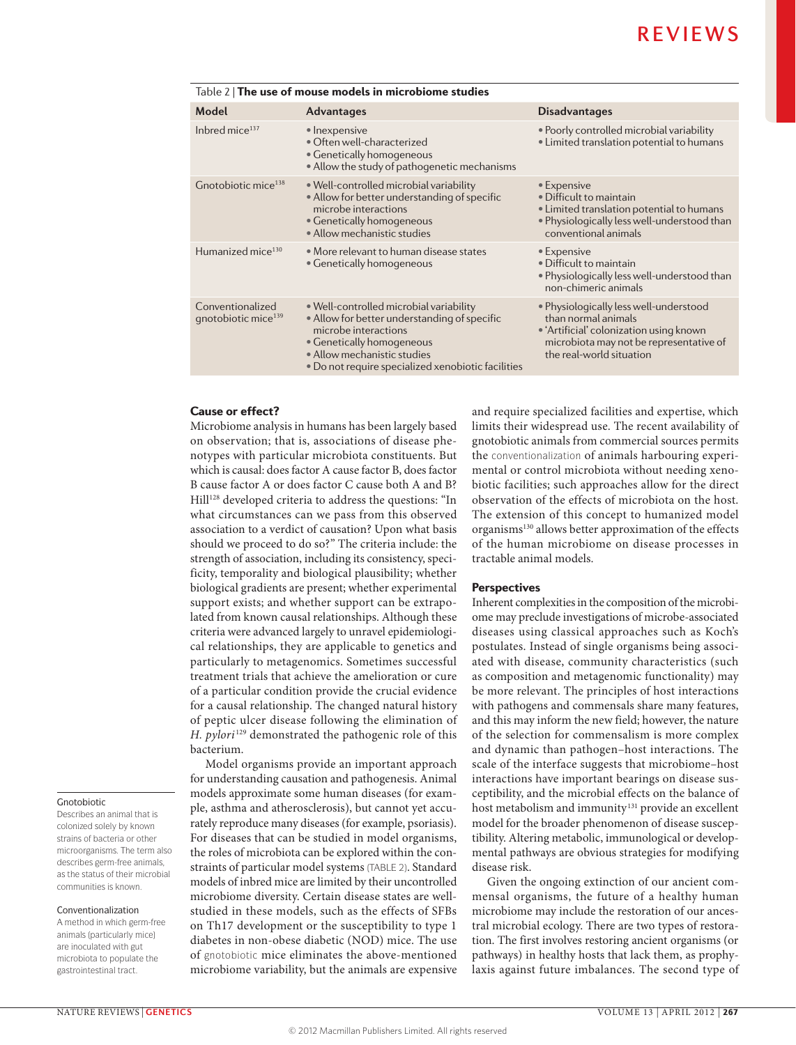Table 2 | **The use of mouse models in microbiome studies**

| Model | Advantages | Disadvantages |
|---|---|---|
| Inbred mice[137] | • Inexpensive<br>• Often well-characterized<br>• Genetically homogeneous<br>• Allow the study of pathogenetic mechanisms | • Poorly controlled microbial variability<br>• Limited translation potential to humans |
| Gnotobiotic mice[138] | • Well-controlled microbial variability<br>• Allow for better understanding of specific microbe interactions<br>• Genetically homogeneous<br>• Allow mechanistic studies | • Expensive<br>• Difficult to maintain<br>• Limited translation potential to humans<br>• Physiologically less well-understood than conventional animals |
| Humanized mice[130] | • More relevant to human disease states<br>• Genetically homogeneous | • Expensive<br>• Difficult to maintain<br>• Physiologically less well-understood than non-chimeric animals |
| Conventionalized gnotobiotic mice[139] | • Well-controlled microbial variability<br>• Allow for better understanding of specific microbe interactions<br>• Genetically homogeneous<br>• Allow mechanistic studies<br>• Do not require specialized xenobiotic facilities | • Physiologically less well-understood than normal animals<br>• 'Artificial' colonization using known microbiota may not be representative of the real-world situation |

## Cause or effect?

Microbiome analysis in humans has been largely based on observation; that is, associations of disease phenotypes with particular microbiota constituents. But which is causal: does factor A cause factor B, does factor B cause factor A or does factor C cause both A and B? Hill[128] developed criteria to address the questions: "In what circumstances can we pass from this observed association to a verdict of causation? Upon what basis should we proceed to do so?" The criteria include: the strength of association, including its consistency, specificity, temporality and biological plausibility; whether biological gradients are present; whether experimental support exists; and whether support can be extrapolated from known causal relationships. Although these criteria were advanced largely to unravel epidemiological relationships, they are applicable to genetics and particularly to metagenomics. Sometimes successful treatment trials that achieve the amelioration or cure of a particular condition provide the crucial evidence for a causal relationship. The changed natural history of peptic ulcer disease following the elimination of *H. pylori*[129] demonstrated the pathogenic role of this bacterium.

Model organisms provide an important approach for understanding causation and pathogenesis. Animal models approximate some human diseases (for example, asthma and atherosclerosis), but cannot yet accurately reproduce many diseases (for example, psoriasis). For diseases that can be studied in model organisms, the roles of microbiota can be explored within the constraints of particular model systems (TABLE 2). Standard models of inbred mice are limited by their uncontrolled microbiome diversity. Certain disease states are well-studied in these models, such as the effects of SFBs on Th17 development or the susceptibility to type 1 diabetes in non-obese diabetic (NOD) mice. The use of gnotobiotic mice eliminates the above-mentioned microbiome variability, but the animals are expensive and require specialized facilities and expertise, which limits their widespread use. The recent availability of gnotobiotic animals from commercial sources permits the conventionalization of animals harbouring experimental or control microbiota without needing xenobiotic facilities; such approaches allow for the direct observation of the effects of microbiota on the host. The extension of this concept to humanized model organisms[130] allows better approximation of the effects of the human microbiome on disease processes in tractable animal models.

**Gnotobiotic**
Describes an animal that is colonized solely by known strains of bacteria or other microorganisms. The term also describes germ-free animals, as the status of their microbial communities is known.

**Conventionalization**
A method in which germ-free animals (particularly mice) are inoculated with gut microbiota to populate the gastrointestinal tract.

## Perspectives

Inherent complexities in the composition of the microbiome may preclude investigations of microbe-associated diseases using classical approaches such as Koch's postulates. Instead of single organisms being associated with disease, community characteristics (such as composition and metagenomic functionality) may be more relevant. The principles of host interactions with pathogens and commensals share many features, and this may inform the new field; however, the nature of the selection for commensalism is more complex and dynamic than pathogen–host interactions. The scale of the interface suggests that microbiome–host interactions have important bearings on disease susceptibility, and the microbial effects on the balance of host metabolism and immunity[131] provide an excellent model for the broader phenomenon of disease susceptibility. Altering metabolic, immunological or developmental pathways are obvious strategies for modifying disease risk.

Given the ongoing extinction of our ancient commensal organisms, the future of a healthy human microbiome may include the restoration of our ancestral microbial ecology. There are two types of restoration. The first involves restoring ancient organisms (or pathways) in healthy hosts that lack them, as prophylaxis against future imbalances. The second type of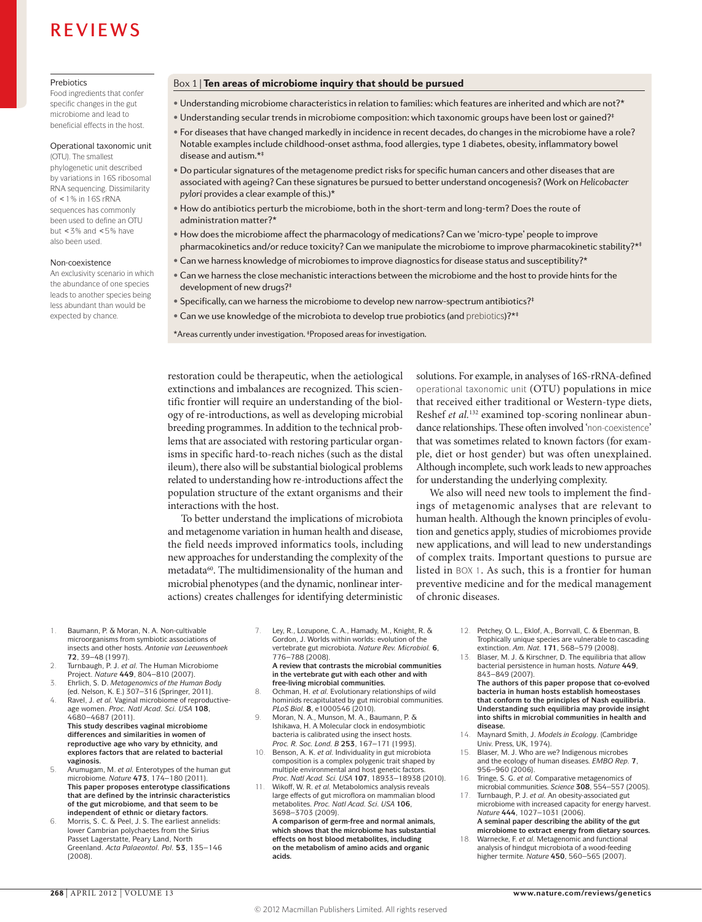**Prebiotics**
Food ingredients that confer specific changes in the gut microbiome and lead to beneficial effects in the host.

**Operational taxonomic unit**
(OTU). The smallest phylogenetic unit described by variations in 16S ribosomal RNA sequencing. Dissimilarity of <1% in 16S rRNA sequences has commonly been used to define an OTU but <3% and <5% have also been used.

**Non-coexistence**
An exclusivity scenario in which the abundance of one species leads to another species being less abundant than would be expected by chance.

### Box 1 | Ten areas of microbiome inquiry that should be pursued

- Understanding microbiome characteristics in relation to families: which features are inherited and which are not?*
- Understanding secular trends in microbiome composition: which taxonomic groups have been lost or gained?‡
- For diseases that have changed markedly in incidence in recent decades, do changes in the microbiome have a role? Notable examples include childhood-onset asthma, food allergies, type 1 diabetes, obesity, inflammatory bowel disease and autism.*‡
- Do particular signatures of the metagenome predict risks for specific human cancers and other diseases that are associated with ageing? Can these signatures be pursued to better understand oncogenesis? (Work on *Helicobacter pylori* provides a clear example of this.)*
- How do antibiotics perturb the microbiome, both in the short-term and long-term? Does the route of administration matter?*
- How does the microbiome affect the pharmacology of medications? Can we 'micro-type' people to improve pharmacokinetics and/or reduce toxicity? Can we manipulate the microbiome to improve pharmacokinetic stability?*‡
- Can we harness knowledge of microbiomes to improve diagnostics for disease status and susceptibility?*
- Can we harness the close mechanistic interactions between the microbiome and the host to provide hints for the development of new drugs?‡
- Specifically, can we harness the microbiome to develop new narrow-spectrum antibiotics?‡
- Can we use knowledge of the microbiota to develop true probiotics (and prebiotics)?*‡

*Areas currently under investigation. ‡Proposed areas for investigation.

restoration could be therapeutic, when the aetiological extinctions and imbalances are recognized. This scientific frontier will require an understanding of the biology of re-introductions, as well as developing microbial breeding programmes. In addition to the technical problems that are associated with restoring particular organisms in specific hard-to-reach niches (such as the distal ileum), there also will be substantial biological problems related to understanding how re-introductions affect the population structure of the extant organisms and their interactions with the host.

To better understand the implications of microbiota and metagenome variation in human health and disease, the field needs improved informatics tools, including new approaches for understanding the complexity of the metadata[60]. The multidimensionality of the human and microbial phenotypes (and the dynamic, nonlinear interactions) creates challenges for identifying deterministic solutions. For example, in analyses of 16S-rRNA-defined operational taxonomic unit (OTU) populations in mice that received either traditional or Western-type diets, Reshef *et al.*[132] examined top-scoring nonlinear abundance relationships. These often involved 'non-coexistence' that was sometimes related to known factors (for example, diet or host gender) but was often unexplained. Although incomplete, such work leads to new approaches for understanding the underlying complexity.

We also will need new tools to implement the findings of metagenomic analyses that are relevant to human health. Although the known principles of evolution and genetics apply, studies of microbiomes provide new applications, and will lead to new understandings of complex traits. Important questions to pursue are listed in BOX 1. As such, this is a frontier for human preventive medicine and for the medical management of chronic diseases.

1. Baumann, P. & Moran, N. A. Non-cultivable microorganisms from symbiotic associations of insects and other hosts. *Antonie van Leeuwenhoek* **72**, 39–48 (1997).
2. Turnbaugh, P. J. *et al.* The Human Microbiome Project. *Nature* **449**, 804–810 (2007).
3. Ehrlich, S. D. *Metagenomics of the Human Body* (ed. Nelson, K. E.) 307–316 (Springer, 2011).
4. Ravel, J. *et al.* Vaginal microbiome of reproductive-age women. *Proc. Natl Acad. Sci. USA* **108**, 4680–4687 (2011).
   **This study describes vaginal microbiome differences and similarities in women of reproductive age who vary by ethnicity, and explores factors that are related to bacterial vaginosis.**
5. Arumugam, M. *et al.* Enterotypes of the human gut microbiome. *Nature* **473**, 174–180 (2011).
   **This paper proposes enterotype classifications that are defined by the intrinsic characteristics of the gut microbiome, and that seem to be independent of ethnic or dietary factors.**
6. Morris, S. C. & Peel, J. S. The earliest annelids: lower Cambrian polychaetes from the Sirius Passet Lagerstatte, Peary Land, North Greenland. *Acta Palaeontol. Pol.* **53**, 135–146 (2008).
7. Ley, R., Lozupone, C. A., Hamady, M., Knight, R. & Gordon, J. Worlds within worlds: evolution of the vertebrate gut microbiota. *Nature Rev. Microbiol.* **6**, 776–788 (2008).
   **A review that contrasts the microbial communities in the vertebrate gut with each other and with free-living microbial communities.**
8. Ochman, H. *et al.* Evolutionary relationships of wild hominids recapitulated by gut microbial communities. *PLoS Biol.* **8**, e1000546 (2010).
9. Moran, N. A., Munson, M. A., Baumann, P. & Ishikawa, H. A Molecular clock in endosymbiotic bacteria is calibrated using the insect hosts. *Proc. R. Soc. Lond. B* **253**, 167–171 (1993).
10. Benson, A. K. *et al.* Individuality in gut microbiota composition is a complex polygenic trait shaped by multiple environmental and host genetic factors. *Proc. Natl Acad. Sci. USA* **107**, 18933–18938 (2010).
11. Wikoff, W. R. *et al.* Metabolomics analysis reveals large effects of gut microflora on mammalian blood metabolites. *Proc. Natl Acad. Sci. USA* **106**, 3698–3703 (2009).
    **A comparison of germ-free and normal animals, which shows that the microbiome has substantial effects on host blood metabolites, including on the metabolism of amino acids and organic acids.**
12. Petchey, O. L., Eklof, A., Borrvall, C. & Ebenman, B. Trophically unique species are vulnerable to cascading extinction. *Am. Nat.* **171**, 568–579 (2008).
13. Blaser, M. J. & Kirschner, D. The equilibria that allow bacterial persistence in human hosts. *Nature* **449**, 843–849 (2007).
    **The authors of this paper propose that co-evolved bacteria in human hosts establish homeostases that conform to the principles of Nash equilibria. Understanding such equilibria may provide insight into shifts in microbial communities in health and disease.**
14. Maynard Smith, J. *Models in Ecology*. (Cambridge Univ. Press, UK, 1974).
15. Blaser, M. J. Who are we? Indigenous microbes and the ecology of human diseases. *EMBO Rep.* **7**, 956–960 (2006).
16. Tringe, S. G. *et al.* Comparative metagenomics of microbial communities. *Science* **308**, 554–557 (2005).
17. Turnbaugh, P. J. *et al.* An obesity-associated gut microbiome with increased capacity for energy harvest. *Nature* **444**, 1027–1031 (2006).
    **A seminal paper describing the ability of the gut microbiome to extract energy from dietary sources.**
18. Warnecke, F. *et al.* Metagenomic and functional analysis of hindgut microbiota of a wood-feeding higher termite. *Nature* **450**, 560–565 (2007).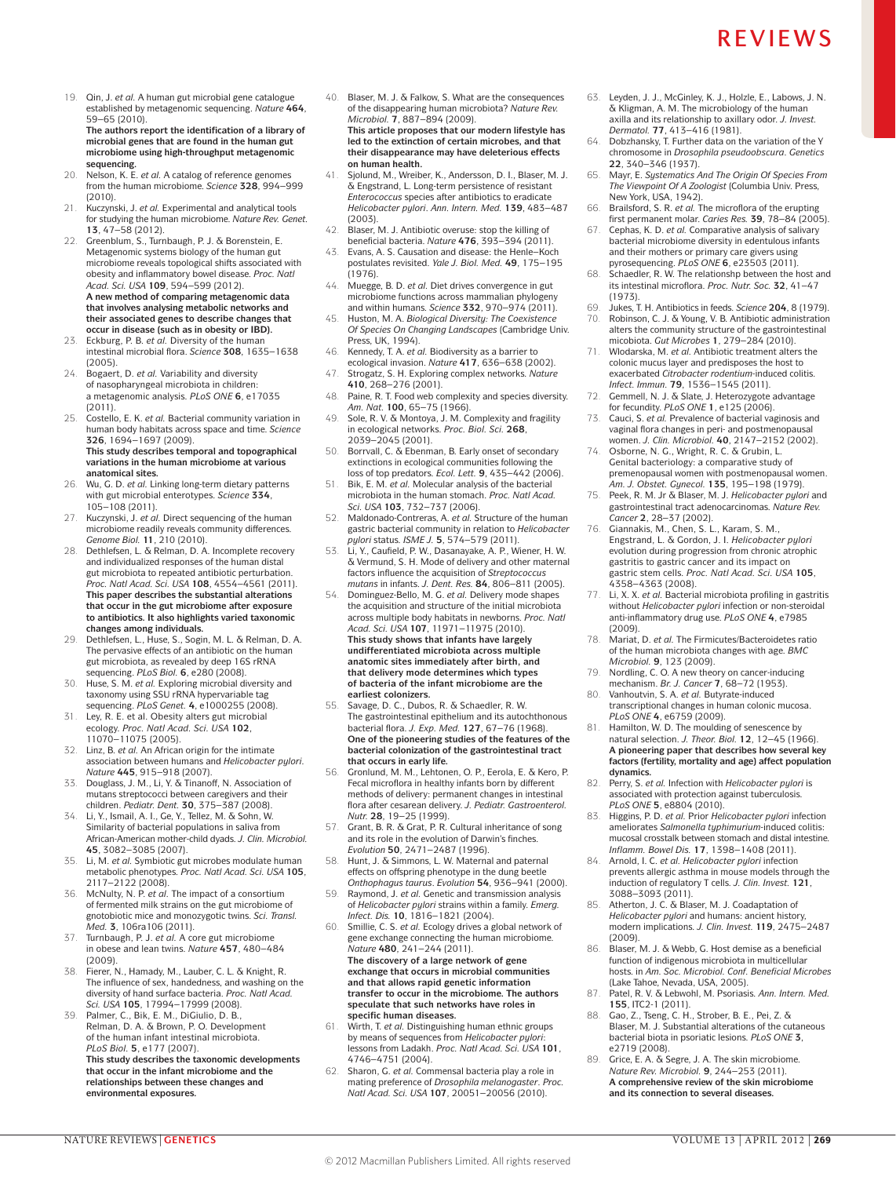19. Qin, J. *et al.* A human gut microbial gene catalogue established by metagenomic sequencing. *Nature* **464**, 59–65 (2010).
**The authors report the identification of a library of microbial genes that are found in the human gut microbiome using high-throughput metagenomic sequencing.**
20. Nelson, K. E. *et al.* A catalog of reference genomes from the human microbiome. *Science* **328**, 994–999 (2010).
21. Kuczynski, J. *et al.* Experimental and analytical tools for studying the human microbiome. *Nature Rev. Genet.* **13**, 47–58 (2012).
22. Greenblum, S., Turnbaugh, P. J. & Borenstein, E. Metagenomic systems biology of the human gut microbiome reveals topological shifts associated with obesity and inflammatory bowel disease. *Proc. Natl Acad. Sci. USA* **109**, 594–599 (2012).
**A new method of comparing metagenomic data that involves analysing metabolic networks and their associated genes to describe changes that occur in disease (such as in obesity or IBD).**
23. Eckburg, P. B. *et al.* Diversity of the human intestinal microbial flora. *Science* **308**, 1635–1638 (2005).
24. Bogaert, D. *et al.* Variability and diversity of nasopharyngeal microbiota in children: a metagenomic analysis. *PLoS ONE* **6**, e17035 (2011).
25. Costello, E. K. *et al.* Bacterial community variation in human body habitats across space and time. *Science* **326**, 1694–1697 (2009).
**This study describes temporal and topographical variations in the human microbiome at various anatomical sites.**
26. Wu, G. D. *et al.* Linking long-term dietary patterns with gut microbial enterotypes. *Science* **334**, 105–108 (2011).
27. Kuczynski, J. *et al.* Direct sequencing of the human microbiome readily reveals community differences. *Genome Biol.* **11**, 210 (2010).
28. Dethlefsen, L. & Relman, D. A. Incomplete recovery and individualized responses of the human distal gut microbiota to repeated antibiotic perturbation. *Proc. Natl Acad. Sci. USA* **108**, 4554–4561 (2011).
**This paper describes the substantial alterations that occur in the gut microbiome after exposure to antibiotics. It also highlights varied taxonomic changes among individuals.**
29. Dethlefsen, L., Huse, S., Sogin, M. L. & Relman, D. A. The pervasive effects of an antibiotic on the human gut microbiota, as revealed by deep 16S rRNA sequencing. *PLoS Biol.* **6**, e280 (2008).
30. Huse, S. M. *et al.* Exploring microbial diversity and taxonomy using SSU rRNA hypervariable tag sequencing. *PLoS Genet.* **4**, e1000255 (2008).
31. Ley, R. E. et al. Obesity alters gut microbial ecology. *Proc. Natl Acad. Sci. USA* **102**, 11070–11075 (2005).
32. Linz, B. *et al.* An African origin for the intimate association between humans and *Helicobacter pylori*. *Nature* **445**, 915–918 (2007).
33. Douglass, J. M., Li, Y. & Tinanoff, N. Association of mutans streptococci between caregivers and their children. *Pediatr. Dent.* **30**, 375–387 (2008).
34. Li, Y., Ismail, A. I., Ge, Y., Tellez, M. & Sohn, W. Similarity of bacterial populations in saliva from African-American mother-child dyads. *J. Clin. Microbiol.* **45**, 3082–3085 (2007).
35. Li, M. *et al.* Symbiotic gut microbes modulate human metabolic phenotypes. *Proc. Natl Acad. Sci. USA* **105**, 2117–2122 (2008).
36. McNulty, N. P. *et al.* The impact of a consortium of fermented milk strains on the gut microbiome of gnotobiotic mice and monozygotic twins. *Sci. Transl. Med.* **3**, 106ra106 (2011).
37. Turnbaugh, P. J. *et al.* A core gut microbiome in obese and lean twins. *Nature* **457**, 480–484 (2009).
38. Fierer, N., Hamady, M., Lauber, C. L. & Knight, R. The influence of sex, handedness, and washing on the diversity of hand surface bacteria. *Proc. Natl Acad. Sci. USA* **105**, 17994–17999 (2008).
39. Palmer, C., Bik, E. M., DiGiulio, D. B., Relman, D. A. & Brown, P. O. Development of the human infant intestinal microbiota. *PLoS Biol.* **5**, e177 (2007).
**This study describes the taxonomic developments that occur in the infant microbiome and the relationships between these changes and environmental exposures.**
40. Blaser, M. J. & Falkow, S. What are the consequences of the disappearing human microbiota? *Nature Rev. Microbiol.* **7**, 887–894 (2009).
**This article proposes that our modern lifestyle has led to the extinction of certain microbes, and that their disappearance may have deleterious effects on human health.**
41. Sjolund, M., Wreiber, K., Andersson, D. I., Blaser, M. J. & Engstrand, L. Long-term persistence of resistant *Enterococcus* species after antibiotics to eradicate *Helicobacter pylori*. *Ann. Intern. Med.* **139**, 483–487 (2003).
42. Blaser, M. J. Antibiotic overuse: stop the killing of beneficial bacteria. *Nature* **476**, 393–394 (2011).
43. Evans, A. S. Causation and disease: the Henle–Koch postulates revisited. *Yale J. Biol. Med.* **49**, 175–195 (1976).
44. Muegge, B. D. *et al.* Diet drives convergence in gut microbiome functions across mammalian phylogeny and within humans. *Science* **332**, 970–974 (2011).
45. Huston, M. A. *Biological Diversity: The Coexistence Of Species On Changing Landscapes* (Cambridge Univ. Press, UK, 1994).
46. Kennedy, T. A. *et al.* Biodiversity as a barrier to ecological invasion. *Nature* **417**, 636–638 (2002).
47. Strogatz, S. H. Exploring complex networks. *Nature* **410**, 268–276 (2001).
48. Paine, R. T. Food web complexity and species diversity. *Am. Nat.* **100**, 65–75 (1966).
49. Sole, R. V. & Montoya, J. M. Complexity and fragility in ecological networks. *Proc. Biol. Sci.* **268**, 2039–2045 (2001).
50. Borrvall, C. & Ebenman, B. Early onset of secondary extinctions in ecological communities following the loss of top predators. *Ecol. Lett.* **9**, 435–442 (2006).
51. Bik, E. M. *et al.* Molecular analysis of the bacterial microbiota in the human stomach. *Proc. Natl Acad. Sci. USA* **103**, 732–737 (2006).
52. Maldonado-Contreras, A. *et al.* Structure of the human gastric bacterial community in relation to *Helicobacter pylori* status. *ISME J.* **5**, 574–579 (2011).
53. Li, Y., Caufield, P. W., Dasanayake, A. P., Wiener, H. W. & Vermund, S. H. Mode of delivery and other maternal factors influence the acquisition of *Streptococcus mutans* in infants. *J. Dent. Res.* **84**, 806–811 (2005).
54. Dominguez-Bello, M. G. *et al.* Delivery mode shapes the acquisition and structure of the initial microbiota across multiple body habitats in newborns. *Proc. Natl Acad. Sci. USA* **107**, 11971–11975 (2010).
**This study shows that infants have largely undifferentiated microbiota across multiple anatomic sites immediately after birth, and that delivery mode determines which types of bacteria of the infant microbiome are the earliest colonizers.**
55. Savage, D. C., Dubos, R. & Schaedler, R. W. The gastrointestinal epithelium and its autochthonous bacterial flora. *J. Exp. Med.* **127**, 67–76 (1968).
**One of the pioneering studies of the features of the bacterial colonization of the gastrointestinal tract that occurs in early life.**
56. Gronlund, M. M., Lehtonen, O. P., Eerola, E. & Kero, P. Fecal microflora in healthy infants born by different methods of delivery: permanent changes in intestinal flora after cesarean delivery. *J. Pediatr. Gastroenterol. Nutr.* **28**, 19–25 (1999).
57. Grant, B. R. & Grat, P. R. Cultural inheritance of song and its role in the evolution of Darwin's finches. *Evolution* **50**, 2471–2487 (1996).
58. Hunt, J. & Simmons, L. W. Maternal and paternal effects on offspring phenotype in the dung beetle *Onthophagus taurus*. *Evolution* **54**, 936–941 (2000).
59. Raymond, J. *et al.* Genetic and transmission analysis of *Helicobacter pylori* strains within a family. *Emerg. Infect. Dis.* **10**, 1816–1821 (2004).
60. Smillie, C. S. *et al.* Ecology drives a global network of gene exchange connecting the human microbiome. *Nature* **480**, 241–244 (2011).
**The discovery of a large network of gene exchange that occurs in microbial communities and that allows rapid genetic information transfer to occur in the microbiome. The authors speculate that such networks have roles in specific human diseases.**
61. Wirth, T. *et al.* Distinguishing human ethnic groups by means of sequences from *Helicobacter pylori*: lessons from Ladakh. *Proc. Natl Acad. Sci. USA* **101**, 4746–4751 (2004).
62. Sharon, G. *et al.* Commensal bacteria play a role in mating preference of *Drosophila melanogaster*. *Proc. Natl Acad. Sci. USA* **107**, 20051–20056 (2010).
63. Leyden, J. J., McGinley, K. J., Holzle, E., Labows, J. N. & Kligman, A. M. The microbiology of the human axilla and its relationship to axillary odor. *J. Invest. Dermatol.* **77**, 413–416 (1981).
64. Dobzhansky, T. Further data on the variation of the Y chromosome in *Drosophila pseudoobscura*. *Genetics* **22**, 340–346 (1937).
65. Mayr, E. *Systematics And The Origin Of Species From The Viewpoint Of A Zoologist* (Columbia Univ. Press, New York, USA, 1942).
66. Brailsford, S. R. *et al.* The microflora of the erupting first permanent molar. *Caries Res.* **39**, 78–84 (2005).
67. Cephas, K. D. *et al.* Comparative analysis of salivary bacterial microbiome diversity in edentulous infants and their mothers or primary care givers using pyrosequencing. *PLoS ONE* **6**, e23503 (2011).
68. Schaedler, R. W. The relationshp between the host and its intestinal microflora. *Proc. Nutr. Soc.* **32**, 41–47 (1973).
69. Jukes, T. H. Antibiotics in feeds. *Science* **204**, 8 (1979).
70. Robinson, C. J. & Young, V. B. Antibiotic administration alters the community structure of the gastrointestinal micobiota. *Gut Microbes* **1**, 279–284 (2010).
71. Wlodarska, M. *et al.* Antibiotic treatment alters the colonic mucus layer and predisposes the host to exacerbated *Citrobacter rodentium*-induced colitis. *Infect. Immun.* **79**, 1536–1545 (2011).
72. Gemmell, N. J. & Slate, J. Heterozygote advantage for fecundity. *PLoS ONE* **1**, e125 (2006).
73. Cauci, S. *et al.* Prevalence of bacterial vaginosis and vaginal flora changes in peri- and postmenopausal women. *J. Clin. Microbiol.* **40**, 2147–2152 (2002).
74. Osborne, N. G., Wright, R. C. & Grubin, L. Genital bacteriology: a comparative study of premenopausal women with postmenopausal women. *Am. J. Obstet. Gynecol.* **135**, 195–198 (1979).
75. Peek, R. M. Jr & Blaser, M. J. *Helicobacter pylori* and gastrointestinal tract adenocarcinomas. *Nature Rev. Cancer* **2**, 28–37 (2002).
76. Giannakis, M., Chen, S. L., Karam, S. M., Engstrand, L. & Gordon, J. I. *Helicobacter pylori* evolution during progression from chronic atrophic gastritis to gastric cancer and its impact on gastric stem cells. *Proc. Natl Acad. Sci. USA* **105**, 4358–4363 (2008).
77. Li, X. X. *et al.* Bacterial microbiota profiling in gastritis without *Helicobacter pylori* infection or non-steroidal anti-inflammatory drug use. *PLoS ONE* **4**, e7985 (2009).
78. Mariat, D. *et al.* The Firmicutes/Bacteroidetes ratio of the human microbiota changes with age. *BMC Microbiol.* **9**, 123 (2009).
79. Nordling, C. O. A new theory on cancer-inducing mechanism. *Br. J. Cancer* **7**, 68–72 (1953).
80. Vanhoutvin, S. A. *et al.* Butyrate-induced transcriptional changes in human colonic mucosa. *PLoS ONE* **4**, e6759 (2009).
81. Hamilton, W. D. The moulding of senescence by natural selection. *J. Theor. Biol.* **12**, 12–45 (1966).
**A pioneering paper that describes how several key factors (fertility, mortality and age) affect population dynamics.**
82. Perry, S. *et al.* Infection with *Helicobacter pylori* is associated with protection against tuberculosis. *PLoS ONE* **5**, e8804 (2010).
83. Higgins, P. D. *et al.* Prior *Helicobacter pylori* infection ameliorates *Salmonella typhimurium*-induced colitis: mucosal crosstalk between stomach and distal intestine. *Inflamm. Bowel Dis.* **17**, 1398–1408 (2011).
84. Arnold, I. C. *et al.* *Helicobacter pylori* infection prevents allergic asthma in mouse models through the induction of regulatory T cells. *J. Clin. Invest.* **121**, 3088–3093 (2011).
85. Atherton, J. C. & Blaser, M. J. Coadaptation of *Helicobacter pylori* and humans: ancient history, modern implications. *J. Clin. Invest.* **119**, 2475–2487 (2009).
86. Blaser, M. J. & Webb, G. Host demise as a beneficial function of indigenous microbiota in multicellular hosts. in *Am. Soc. Microbiol. Conf. Beneficial Microbes* (Lake Tahoe, Nevada, USA, 2005).
87. Patel, R. V. & Lebwohl, M. Psoriasis. *Ann. Intern. Med.* **155**, ITC2-1 (2011).
88. Gao, Z., Tseng, C. H., Strober, B. E., Pei, Z. & Blaser, M. J. Substantial alterations of the cutaneous bacterial biota in psoriatic lesions. *PLoS ONE* **3**, e2719 (2008).
89. Grice, E. A. & Segre, J. A. The skin microbiome. *Nature Rev. Microbiol.* **9**, 244–253 (2011).
**A comprehensive review of the skin microbiome and its connection to several diseases.**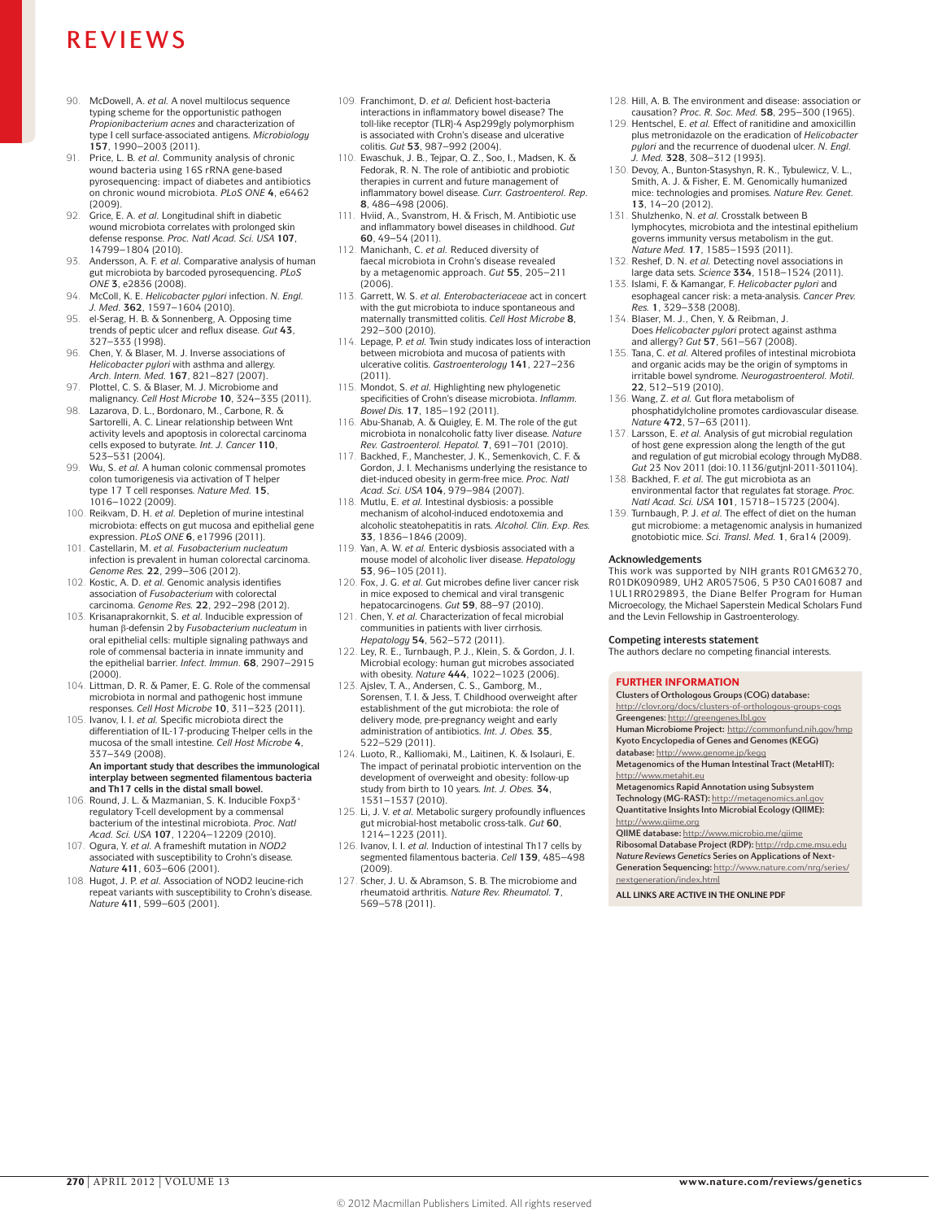90. McDowell, A. *et al.* A novel multilocus sequence typing scheme for the opportunistic pathogen *Propionibacterium acnes* and characterization of type I cell surface-associated antigens. *Microbiology* **157**, 1990–2003 (2011).
91. Price, L. B. *et al.* Community analysis of chronic wound bacteria using 16S rRNA gene-based pyrosequencing: impact of diabetes and antibiotics on chronic wound microbiota. *PLoS ONE* **4**, e6462 (2009).
92. Grice, E. A. *et al.* Longitudinal shift in diabetic wound microbiota correlates with prolonged skin defense response. *Proc. Natl Acad. Sci. USA* **107**, 14799–1804 (2010).
93. Andersson, A. F. *et al.* Comparative analysis of human gut microbiota by barcoded pyrosequencing. *PLoS ONE* **3**, e2836 (2008).
94. McColl, K. E. *Helicobacter pylori* infection. *N. Engl. J. Med.* **362**, 1597–1604 (2010).
95. el-Serag, H. B. & Sonnenberg, A. Opposing time trends of peptic ulcer and reflux disease. *Gut* **43**, 327–333 (1998).
96. Chen, Y. & Blaser, M. J. Inverse associations of *Helicobacter pylori* with asthma and allergy. *Arch. Intern. Med.* **167**, 821–827 (2007).
97. Plottel, C. S. & Blaser, M. J. Microbiome and malignancy. *Cell Host Microbe* **10**, 324–335 (2011).
98. Lazarova, D. L., Bordonaro, M., Carbone, R. & Sartorelli, A. C. Linear relationship between Wnt activity levels and apoptosis in colorectal carcinoma cells exposed to butyrate. *Int. J. Cancer* **110**, 523–531 (2004).
99. Wu, S. *et al.* A human colonic commensal promotes colon tumorigenesis via activation of T helper type 17 T cell responses. *Nature Med.* **15**, 1016–1022 (2009).
100. Reikvam, D. H. *et al.* Depletion of murine intestinal microbiota: effects on gut mucosa and epithelial gene expression. *PLoS ONE* **6**, e17996 (2011).
101. Castellarin, M. *et al.* *Fusobacterium nucleatum* infection is prevalent in human colorectal carcinoma. *Genome Res.* **22**, 299–306 (2012).
102. Kostic, A. D. *et al.* Genomic analysis identifies association of *Fusobacterium* with colorectal carcinoma. *Genome Res.* **22**, 292–298 (2012).
103. Krisanaprakornkit, S. *et al.* Inducible expression of human β-defensin 2 by *Fusobacterium nucleatum* in oral epithelial cells: multiple signaling pathways and role of commensal bacteria in innate immunity and the epithelial barrier. *Infect. Immun.* **68**, 2907–2915 (2000).
104. Littman, D. R. & Pamer, E. G. Role of the commensal microbiota in normal and pathogenic host immune responses. *Cell Host Microbe* **10**, 311–323 (2011).
105. Ivanov, I. I. *et al.* Specific microbiota direct the differentiation of IL-17-producing T-helper cells in the mucosa of the small intestine. *Cell Host Microbe* **4**, 337–349 (2008).
**An important study that describes the immunological interplay between segmented filamentous bacteria and Th17 cells in the distal small bowel.**
106. Round, J. L. & Mazmanian, S. K. Inducible Foxp3$^+$ regulatory T-cell development by a commensal bacterium of the intestinal microbiota. *Proc. Natl Acad. Sci. USA* **107**, 12204–12209 (2010).
107. Ogura, Y. *et al.* A frameshift mutation in *NOD2* associated with susceptibility to Crohn's disease. *Nature* **411**, 603–606 (2001).
108. Hugot, J. P. *et al.* Association of NOD2 leucine-rich repeat variants with susceptibility to Crohn's disease. *Nature* **411**, 599–603 (2001).
109. Franchimont, D. *et al.* Deficient host-bacteria interactions in inflammatory bowel disease? The toll-like receptor (TLR)-4 Asp299gly polymorphism is associated with Crohn's disease and ulcerative colitis. *Gut* **53**, 987–992 (2004).
110. Ewaschuk, J. B., Tejpar, Q. Z., Soo, I., Madsen, K. & Fedorak, R. N. The role of antibiotic and probiotic therapies in current and future management of inflammatory bowel disease. *Curr. Gastroenterol. Rep.* **8**, 486–498 (2006).
111. Hviid, A., Svanstrom, H. & Frisch, M. Antibiotic use and inflammatory bowel diseases in childhood. *Gut* **60**, 49–54 (2011).
112. Manichanh, C. *et al.* Reduced diversity of faecal microbiota in Crohn's disease revealed by a metagenomic approach. *Gut* **55**, 205–211 (2006).
113. Garrett, W. S. *et al.* *Enterobacteriaceae* act in concert with the gut microbiota to induce spontaneous and maternally transmitted colitis. *Cell Host Microbe* **8**, 292–300 (2010).
114. Lepage, P. *et al.* Twin study indicates loss of interaction between microbiota and mucosa of patients with ulcerative colitis. *Gastroenterology* **141**, 227–236 (2011).
115. Mondot, S. *et al.* Highlighting new phylogenetic specificities of Crohn's disease microbiota. *Inflamm. Bowel Dis.* **17**, 185–192 (2011).
116. Abu-Shanab, A. & Quigley, E. M. The role of the gut microbiota in nonalcoholic fatty liver disease. *Nature Rev. Gastroenterol. Hepatol.* **7**, 691–701 (2010).
117. Backhed, F., Manchester, J. K., Semenkovich, C. F. & Gordon, J. I. Mechanisms underlying the resistance to diet-induced obesity in germ-free mice. *Proc. Natl Acad. Sci. USA* **104**, 979–984 (2007).
118. Mutlu, E. *et al.* Intestinal dysbiosis: a possible mechanism of alcohol-induced endotoxemia and alcoholic steatohepatitis in rats. *Alcohol. Clin. Exp. Res.* **33**, 1836–1846 (2009).
119. Yan, A. W. *et al.* Enteric dysbiosis associated with a mouse model of alcoholic liver disease. *Hepatology* **53**, 96–105 (2011).
120. Fox, J. G. *et al.* Gut microbes define liver cancer risk in mice exposed to chemical and viral transgenic hepatocarcinogens. *Gut* **59**, 88–97 (2010).
121. Chen, Y. *et al.* Characterization of fecal microbial communities in patients with liver cirrhosis. *Hepatology* **54**, 562–572 (2011).
122. Ley, R. E., Turnbaugh, P. J., Klein, S. & Gordon, J. I. Microbial ecology: human gut microbes associated with obesity. *Nature* **444**, 1022–1023 (2006).
123. Ajslev, T. A., Andersen, C. S., Gamborg, M., Sorensen, T. I. & Jess, T. Childhood overweight after establishment of the gut microbiota: the role of delivery mode, pre-pregnancy weight and early administration of antibiotics. *Int. J. Obes.* **35**, 522–529 (2011).
124. Luoto, R., Kalliomaki, M., Laitinen, K. & Isolauri, E. The impact of perinatal probiotic intervention on the development of overweight and obesity: follow-up study from birth to 10 years. *Int. J. Obes.* **34**, 1531–1537 (2010).
125. Li, J. V. *et al.* Metabolic surgery profoundly influences gut microbial-host metabolic cross-talk. *Gut* **60**, 1214–1223 (2011).
126. Ivanov, I. I. *et al.* Induction of intestinal Th17 cells by segmented filamentous bacteria. *Cell* **139**, 485–498 (2009).
127. Scher, J. U. & Abramson, S. B. The microbiome and rheumatoid arthritis. *Nature Rev. Rheumatol.* **7**, 569–578 (2011).
128. Hill, A. B. The environment and disease: association or causation? *Proc. R. Soc. Med.* **58**, 295–300 (1965).
129. Hentschel, E. *et al.* Effect of ranitidine and amoxicillin plus metronidazole on the eradication of *Helicobacter pylori* and the recurrence of duodenal ulcer. *N. Engl. J. Med.* **328**, 308–312 (1993).
130. Devoy, A., Bunton-Stasyshyn, R. K., Tybulewicz, V. L., Smith, A. J. & Fisher, E. M. Genomically humanized mice: technologies and promises. *Nature Rev. Genet.* **13**, 14–20 (2012).
131. Shulzhenko, N. *et al.* Crosstalk between B lymphocytes, microbiota and the intestinal epithelium governs immunity versus metabolism in the gut. *Nature Med.* **17**, 1585–1593 (2011).
132. Reshef, D. N. *et al.* Detecting novel associations in large data sets. *Science* **334**, 1518–1524 (2011).
133. Islami, F. & Kamangar, F. *Helicobacter pylori* and esophageal cancer risk: a meta-analysis. *Cancer Prev. Res.* **1**, 329–338 (2008).
134. Blaser, M. J., Chen, Y. & Reibman, J. Does *Helicobacter pylori* protect against asthma and allergy? *Gut* **57**, 561–567 (2008).
135. Tana, C. *et al.* Altered profiles of intestinal microbiota and organic acids may be the origin of symptoms in irritable bowel syndrome. *Neurogastroenterol. Motil.* **22**, 512–519 (2010).
136. Wang, Z. *et al.* Gut flora metabolism of phosphatidylcholine promotes cardiovascular disease. *Nature* **472**, 57–63 (2011).
137. Larsson, E. *et al.* Analysis of gut microbial regulation of host gene expression along the length of the gut and regulation of gut microbial ecology through MyD88. *Gut* 23 Nov 2011 (doi:10.1136/gutjnl-2011-301104).
138. Backhed, F. *et al.* The gut microbiota as an environmental factor that regulates fat storage. *Proc. Natl Acad. Sci. USA* **101**, 15718–15723 (2004).
139. Turnbaugh, P. J. *et al.* The effect of diet on the human gut microbiome: a metagenomic analysis in humanized gnotobiotic mice. *Sci. Transl. Med.* **1**, 6ra14 (2009).

### Acknowledgements

This work was supported by NIH grants R01GM63270, R01DK090989, UH2 AR057506, 5 P30 CA016087 and 1UL1RR029893, the Diane Belfer Program for Human Microecology, the Michael Saperstein Medical Scholars Fund and the Levin Fellowship in Gastroenterology.

### Competing interests statement

The authors declare no competing financial interests.

### FURTHER INFORMATION

**Clusters of Orthologous Groups (COG) database:** http://clovr.org/docs/clusters-of-orthologous-groups-cogs
**Greengenes:** http://greengenes.lbl.gov
**Human Microbiome Project:** http://commonfund.nih.gov/hmp
**Kyoto Encyclopedia of Genes and Genomes (KEGG) database:** http://www.genome.jp/kegg
**Metagenomics of the Human Intestinal Tract (MetaHIT):** http://www.metahit.eu
**Metagenomics Rapid Annotation using Subsystem Technology (MG-RAST):** http://metagenomics.anl.gov
**Quantitative Insights Into Microbial Ecology (QIIME):** http://www.qiime.org
**QIIME database:** http://www.microbio.me/qiime
**Ribosomal Database Project (RDP):** http://rdp.cme.msu.edu
***Nature Reviews Genetics* Series on Applications of Next-Generation Sequencing:** http://www.nature.com/nrg/series/nextgeneration/index.html

**ALL LINKS ARE ACTIVE IN THE ONLINE PDF**